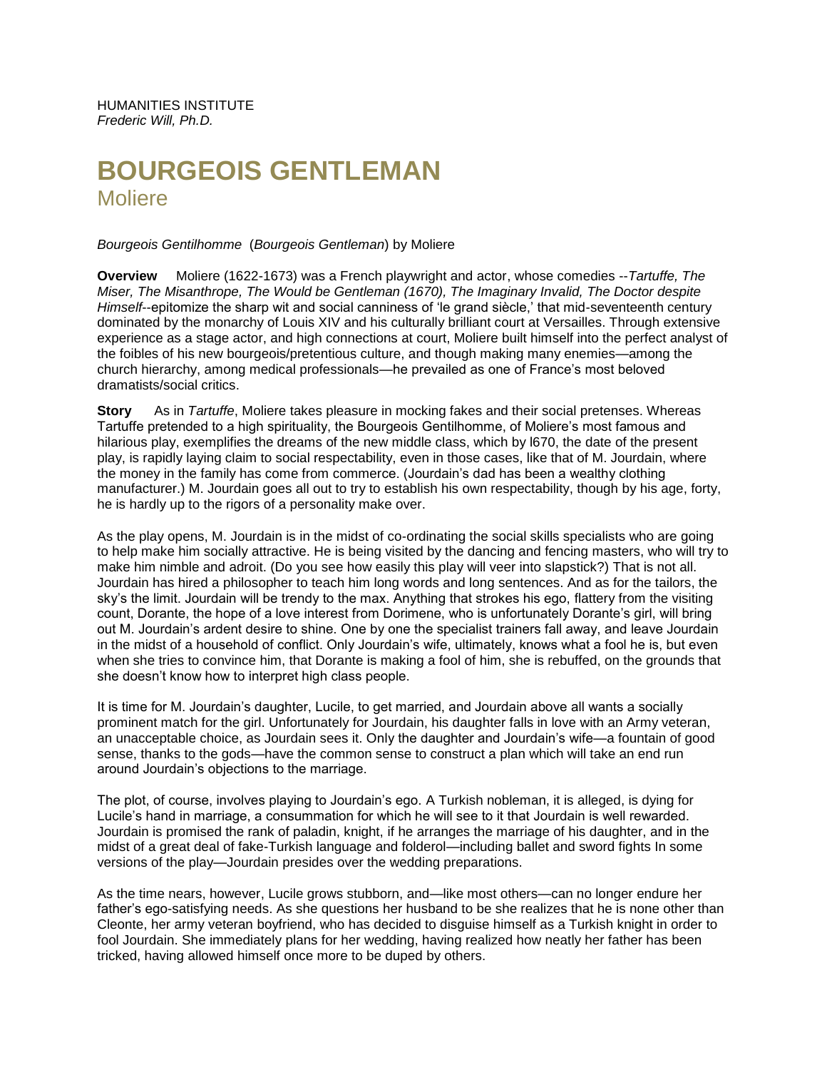HUMANITIES INSTITUTE
*Frederic Will, Ph.D.*

# BOURGEOIS GENTLEMAN
## Moliere

*Bourgeois Gentilhomme* (*Bourgeois Gentleman*) by Moliere

**Overview** Moliere (1622-1673) was a French playwright and actor, whose comedies --*Tartuffe, The Miser, The Misanthrope, The Would be Gentleman (1670), The Imaginary Invalid, The Doctor despite Himself*--epitomize the sharp wit and social canniness of 'le grand siècle,' that mid-seventeenth century dominated by the monarchy of Louis XIV and his culturally brilliant court at Versailles. Through extensive experience as a stage actor, and high connections at court, Moliere built himself into the perfect analyst of the foibles of his new bourgeois/pretentious culture, and though making many enemies—among the church hierarchy, among medical professionals—he prevailed as one of France's most beloved dramatists/social critics.

**Story** As in *Tartuffe*, Moliere takes pleasure in mocking fakes and their social pretenses. Whereas Tartuffe pretended to a high spirituality, the Bourgeois Gentilhomme, of Moliere's most famous and hilarious play, exemplifies the dreams of the new middle class, which by l670, the date of the present play, is rapidly laying claim to social respectability, even in those cases, like that of M. Jourdain, where the money in the family has come from commerce. (Jourdain's dad has been a wealthy clothing manufacturer.) M. Jourdain goes all out to try to establish his own respectability, though by his age, forty, he is hardly up to the rigors of a personality make over.

As the play opens, M. Jourdain is in the midst of co-ordinating the social skills specialists who are going to help make him socially attractive. He is being visited by the dancing and fencing masters, who will try to make him nimble and adroit. (Do you see how easily this play will veer into slapstick?) That is not all. Jourdain has hired a philosopher to teach him long words and long sentences. And as for the tailors, the sky's the limit. Jourdain will be trendy to the max. Anything that strokes his ego, flattery from the visiting count, Dorante, the hope of a love interest from Dorimene, who is unfortunately Dorante's girl, will bring out M. Jourdain's ardent desire to shine. One by one the specialist trainers fall away, and leave Jourdain in the midst of a household of conflict. Only Jourdain's wife, ultimately, knows what a fool he is, but even when she tries to convince him, that Dorante is making a fool of him, she is rebuffed, on the grounds that she doesn't know how to interpret high class people.

It is time for M. Jourdain's daughter, Lucile, to get married, and Jourdain above all wants a socially prominent match for the girl. Unfortunately for Jourdain, his daughter falls in love with an Army veteran, an unacceptable choice, as Jourdain sees it. Only the daughter and Jourdain's wife—a fountain of good sense, thanks to the gods—have the common sense to construct a plan which will take an end run around Jourdain's objections to the marriage.

The plot, of course, involves playing to Jourdain's ego. A Turkish nobleman, it is alleged, is dying for Lucile's hand in marriage, a consummation for which he will see to it that Jourdain is well rewarded. Jourdain is promised the rank of paladin, knight, if he arranges the marriage of his daughter, and in the midst of a great deal of fake-Turkish language and folderol—including ballet and sword fights In some versions of the play—Jourdain presides over the wedding preparations.

As the time nears, however, Lucile grows stubborn, and—like most others—can no longer endure her father's ego-satisfying needs. As she questions her husband to be she realizes that he is none other than Cleonte, her army veteran boyfriend, who has decided to disguise himself as a Turkish knight in order to fool Jourdain. She immediately plans for her wedding, having realized how neatly her father has been tricked, having allowed himself once more to be duped by others.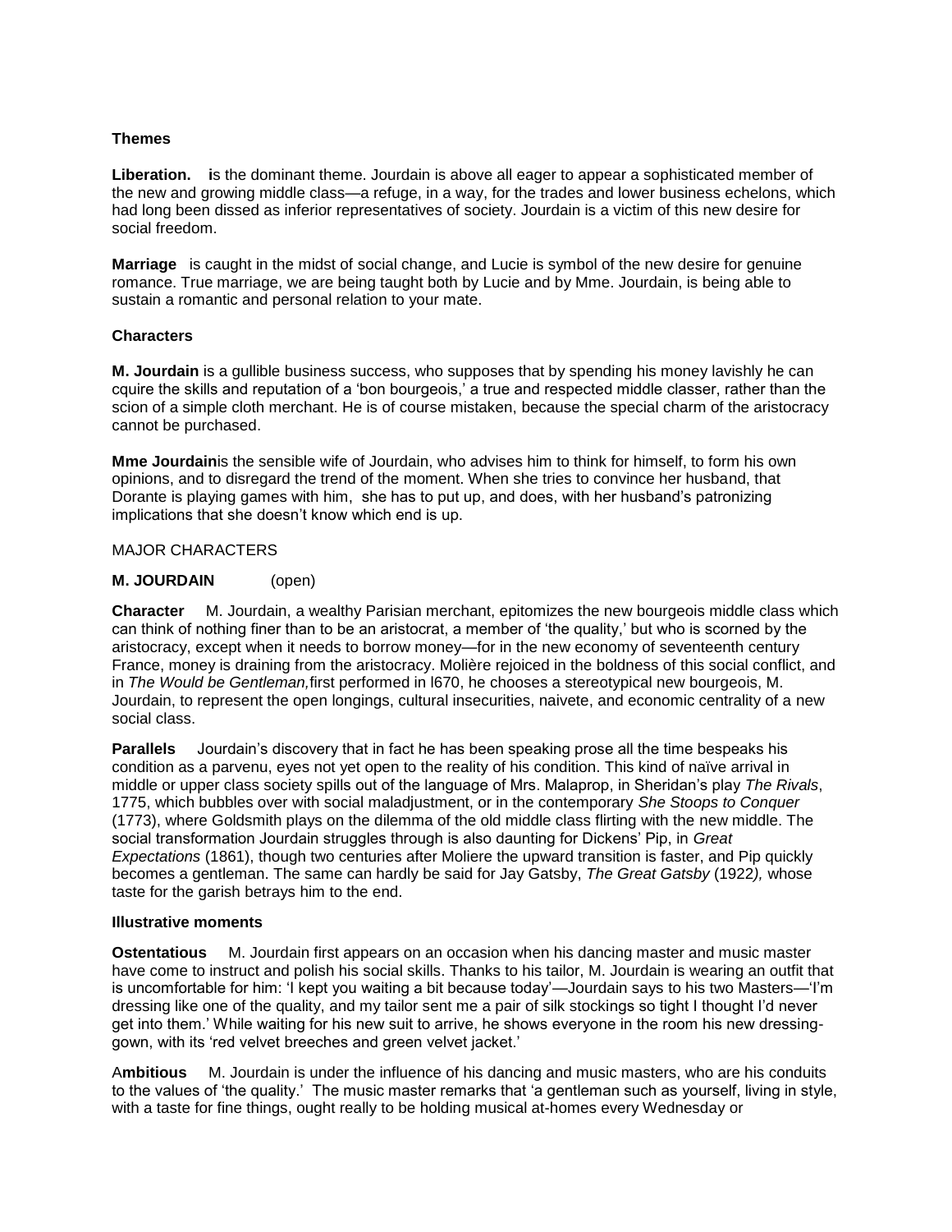### Themes

**Liberation.** **i**s the dominant theme. Jourdain is above all eager to appear a sophisticated member of the new and growing middle class—a refuge, in a way, for the trades and lower business echelons, which had long been dissed as inferior representatives of society. Jourdain is a victim of this new desire for social freedom.

**Marriage** is caught in the midst of social change, and Lucie is symbol of the new desire for genuine romance. True marriage, we are being taught both by Lucie and by Mme. Jourdain, is being able to sustain a romantic and personal relation to your mate.

### Characters

**M. Jourdain** is a gullible business success, who supposes that by spending his money lavishly he can cquire the skills and reputation of a 'bon bourgeois,' a true and respected middle classer, rather than the scion of a simple cloth merchant. He is of course mistaken, because the special charm of the aristocracy cannot be purchased.

**Mme Jourdain**is the sensible wife of Jourdain, who advises him to think for himself, to form his own opinions, and to disregard the trend of the moment. When she tries to convince her husband, that Dorante is playing games with him, she has to put up, and does, with her husband's patronizing implications that she doesn't know which end is up.

MAJOR CHARACTERS

**M. JOURDAIN** (open)

**Character** M. Jourdain, a wealthy Parisian merchant, epitomizes the new bourgeois middle class which can think of nothing finer than to be an aristocrat, a member of 'the quality,' but who is scorned by the aristocracy, except when it needs to borrow money—for in the new economy of seventeenth century France, money is draining from the aristocracy. Molière rejoiced in the boldness of this social conflict, and in *The Would be Gentleman,*first performed in l670, he chooses a stereotypical new bourgeois, M. Jourdain, to represent the open longings, cultural insecurities, naivete, and economic centrality of a new social class.

**Parallels** Jourdain's discovery that in fact he has been speaking prose all the time bespeaks his condition as a parvenu, eyes not yet open to the reality of his condition. This kind of naïve arrival in middle or upper class society spills out of the language of Mrs. Malaprop, in Sheridan's play *The Rivals*, 1775, which bubbles over with social maladjustment, or in the contemporary *She Stoops to Conquer* (1773), where Goldsmith plays on the dilemma of the old middle class flirting with the new middle. The social transformation Jourdain struggles through is also daunting for Dickens' Pip, in *Great Expectations* (1861), though two centuries after Moliere the upward transition is faster, and Pip quickly becomes a gentleman. The same can hardly be said for Jay Gatsby, *The Great Gatsby* (1922*),* whose taste for the garish betrays him to the end.

**Illustrative moments**

**Ostentatious** M. Jourdain first appears on an occasion when his dancing master and music master have come to instruct and polish his social skills. Thanks to his tailor, M. Jourdain is wearing an outfit that is uncomfortable for him: 'I kept you waiting a bit because today'—Jourdain says to his two Masters—'I'm dressing like one of the quality, and my tailor sent me a pair of silk stockings so tight I thought I'd never get into them.' While waiting for his new suit to arrive, he shows everyone in the room his new dressing-gown, with its 'red velvet breeches and green velvet jacket.'

A**mbitious** M. Jourdain is under the influence of his dancing and music masters, who are his conduits to the values of 'the quality.' The music master remarks that 'a gentleman such as yourself, living in style, with a taste for fine things, ought really to be holding musical at-homes every Wednesday or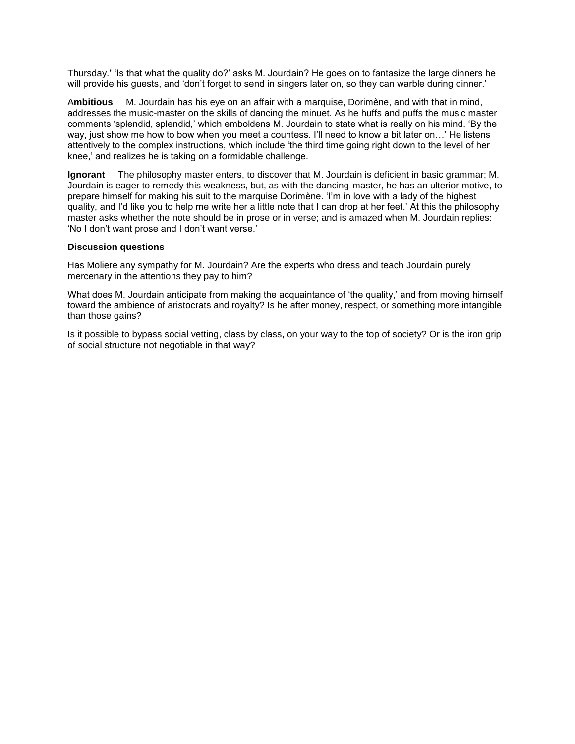Thursday.' 'Is that what the quality do?' asks M. Jourdain? He goes on to fantasize the large dinners he will provide his guests, and 'don't forget to send in singers later on, so they can warble during dinner.'

A**mbitious** M. Jourdain has his eye on an affair with a marquise, Dorimène, and with that in mind, addresses the music-master on the skills of dancing the minuet. As he huffs and puffs the music master comments 'splendid, splendid,' which emboldens M. Jourdain to state what is really on his mind. 'By the way, just show me how to bow when you meet a countess. I'll need to know a bit later on…' He listens attentively to the complex instructions, which include 'the third time going right down to the level of her knee,' and realizes he is taking on a formidable challenge.

**Ignorant** The philosophy master enters, to discover that M. Jourdain is deficient in basic grammar; M. Jourdain is eager to remedy this weakness, but, as with the dancing-master, he has an ulterior motive, to prepare himself for making his suit to the marquise Dorimène. 'I'm in love with a lady of the highest quality, and I'd like you to help me write her a little note that I can drop at her feet.' At this the philosophy master asks whether the note should be in prose or in verse; and is amazed when M. Jourdain replies: 'No I don't want prose and I don't want verse.'

**Discussion questions**

Has Moliere any sympathy for M. Jourdain? Are the experts who dress and teach Jourdain purely mercenary in the attentions they pay to him?

What does M. Jourdain anticipate from making the acquaintance of 'the quality,' and from moving himself toward the ambience of aristocrats and royalty? Is he after money, respect, or something more intangible than those gains?

Is it possible to bypass social vetting, class by class, on your way to the top of society? Or is the iron grip of social structure not negotiable in that way?